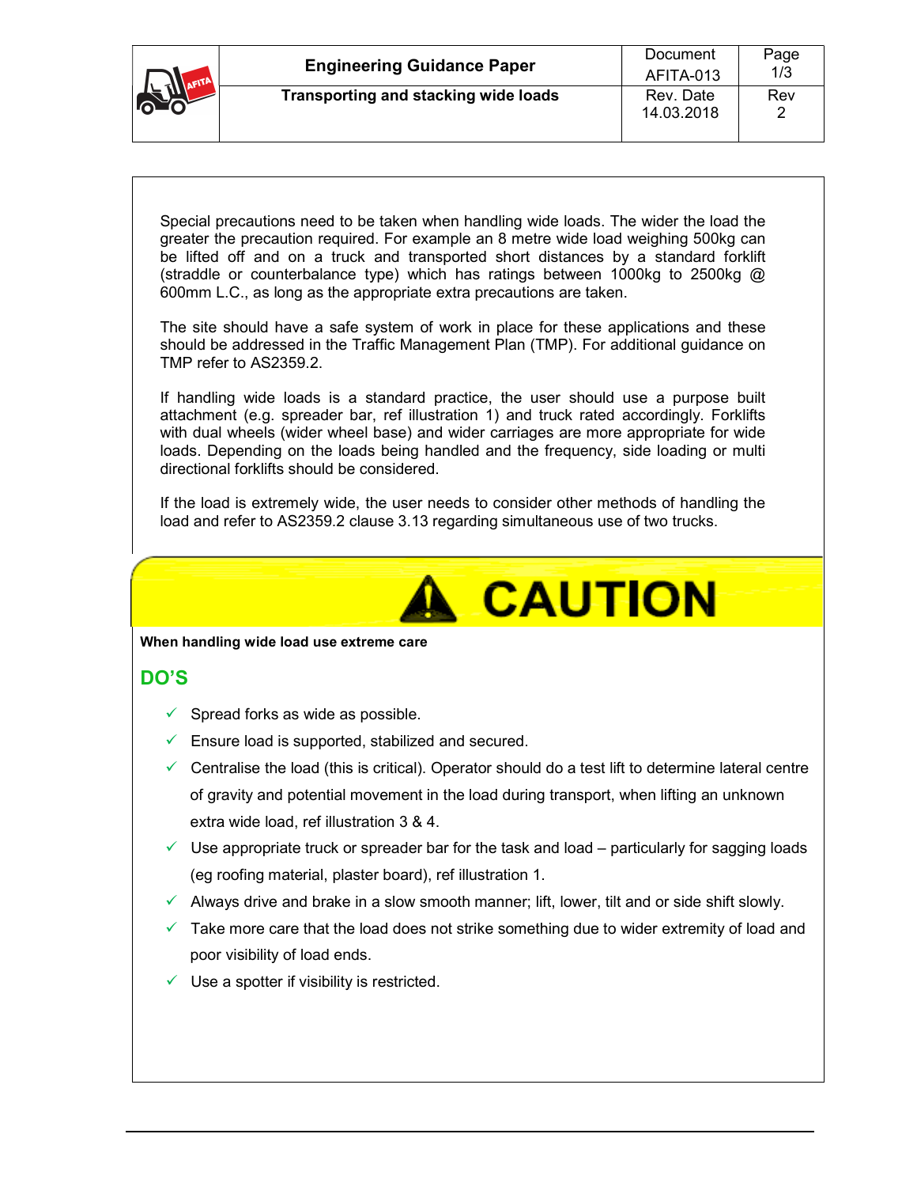| | Engineering Guidance Paper | Document AFITA-013 | Page 1/3 |
|---|---|---|---|
| | Transporting and stacking wide loads | Rev. Date 14.03.2018 | Rev 2 |

Special precautions need to be taken when handling wide loads. The wider the load the greater the precaution required. For example an 8 metre wide load weighing 500kg can be lifted off and on a truck and transported short distances by a standard forklift (straddle or counterbalance type) which has ratings between 1000kg to 2500kg @ 600mm L.C., as long as the appropriate extra precautions are taken.

The site should have a safe system of work in place for these applications and these should be addressed in the Traffic Management Plan (TMP). For additional guidance on TMP refer to AS2359.2.

If handling wide loads is a standard practice, the user should use a purpose built attachment (e.g. spreader bar, ref illustration 1) and truck rated accordingly. Forklifts with dual wheels (wider wheel base) and wider carriages are more appropriate for wide loads. Depending on the loads being handled and the frequency, side loading or multi directional forklifts should be considered.

If the load is extremely wide, the user needs to consider other methods of handling the load and refer to AS2359.2 clause 3.13 regarding simultaneous use of two trucks.

# ⚠ CAUTION

**When handling wide load use extreme care**

## DO'S

- ✓ Spread forks as wide as possible.
- ✓ Ensure load is supported, stabilized and secured.
- ✓ Centralise the load (this is critical). Operator should do a test lift to determine lateral centre of gravity and potential movement in the load during transport, when lifting an unknown extra wide load, ref illustration 3 & 4.
- ✓ Use appropriate truck or spreader bar for the task and load – particularly for sagging loads (eg roofing material, plaster board), ref illustration 1.
- ✓ Always drive and brake in a slow smooth manner; lift, lower, tilt and or side shift slowly.
- ✓ Take more care that the load does not strike something due to wider extremity of load and poor visibility of load ends.
- ✓ Use a spotter if visibility is restricted.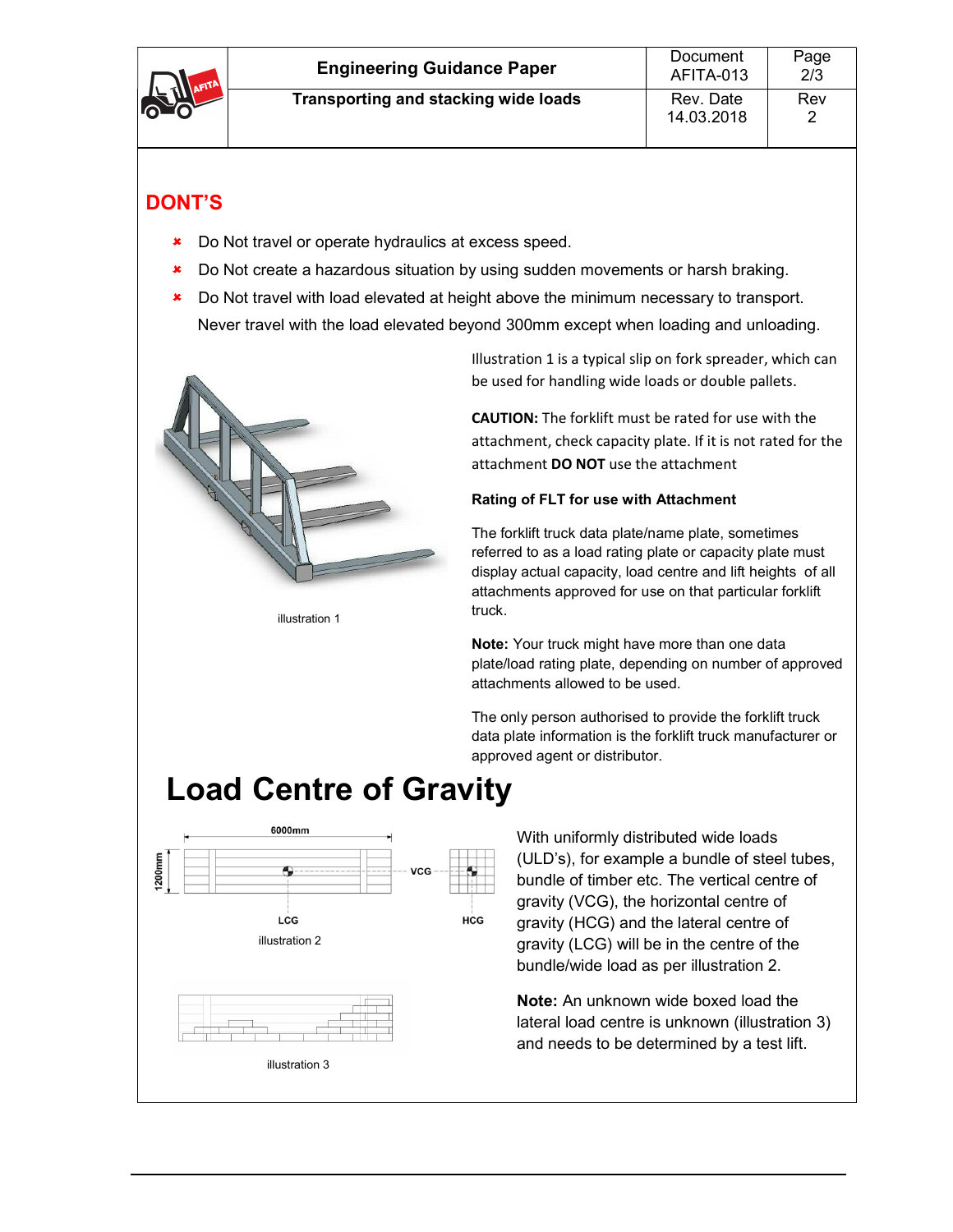## DONT'S

- Do Not travel or operate hydraulics at excess speed.
- Do Not create a hazardous situation by using sudden movements or harsh braking.
- Do Not travel with load elevated at height above the minimum necessary to transport. Never travel with the load elevated beyond 300mm except when loading and unloading.

illustration 1

Illustration 1 is a typical slip on fork spreader, which can be used for handling wide loads or double pallets.

**CAUTION:** The forklift must be rated for use with the attachment, check capacity plate. If it is not rated for the attachment **DO NOT** use the attachment

**Rating of FLT for use with Attachment**

The forklift truck data plate/name plate, sometimes referred to as a load rating plate or capacity plate must display actual capacity, load centre and lift heights of all attachments approved for use on that particular forklift truck.

**Note:** Your truck might have more than one data plate/load rating plate, depending on number of approved attachments allowed to be used.

The only person authorised to provide the forklift truck data plate information is the forklift truck manufacturer or approved agent or distributor.

# Load Centre of Gravity

6000mm

1200mm

VCG

LCG

HCG

illustration 2

With uniformly distributed wide loads (ULD's), for example a bundle of steel tubes, bundle of timber etc. The vertical centre of gravity (VCG), the horizontal centre of gravity (HCG) and the lateral centre of gravity (LCG) will be in the centre of the bundle/wide load as per illustration 2.

illustration 3

**Note:** An unknown wide boxed load the lateral load centre is unknown (illustration 3) and needs to be determined by a test lift.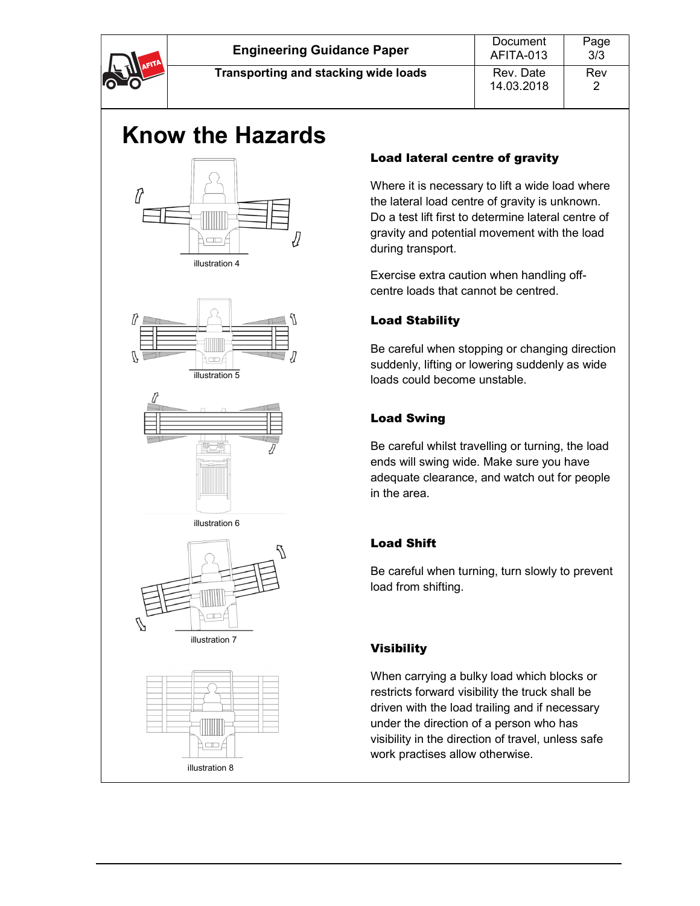# Know the Hazards

illustration 4

illustration 5

illustration 6

illustration 7

illustration 8

### Load lateral centre of gravity

Where it is necessary to lift a wide load where the lateral load centre of gravity is unknown. Do a test lift first to determine lateral centre of gravity and potential movement with the load during transport.

Exercise extra caution when handling off-centre loads that cannot be centred.

### Load Stability

Be careful when stopping or changing direction suddenly, lifting or lowering suddenly as wide loads could become unstable.

### Load Swing

Be careful whilst travelling or turning, the load ends will swing wide. Make sure you have adequate clearance, and watch out for people in the area.

### Load Shift

Be careful when turning, turn slowly to prevent load from shifting.

### Visibility

When carrying a bulky load which blocks or restricts forward visibility the truck shall be driven with the load trailing and if necessary under the direction of a person who has visibility in the direction of travel, unless safe work practises allow otherwise.